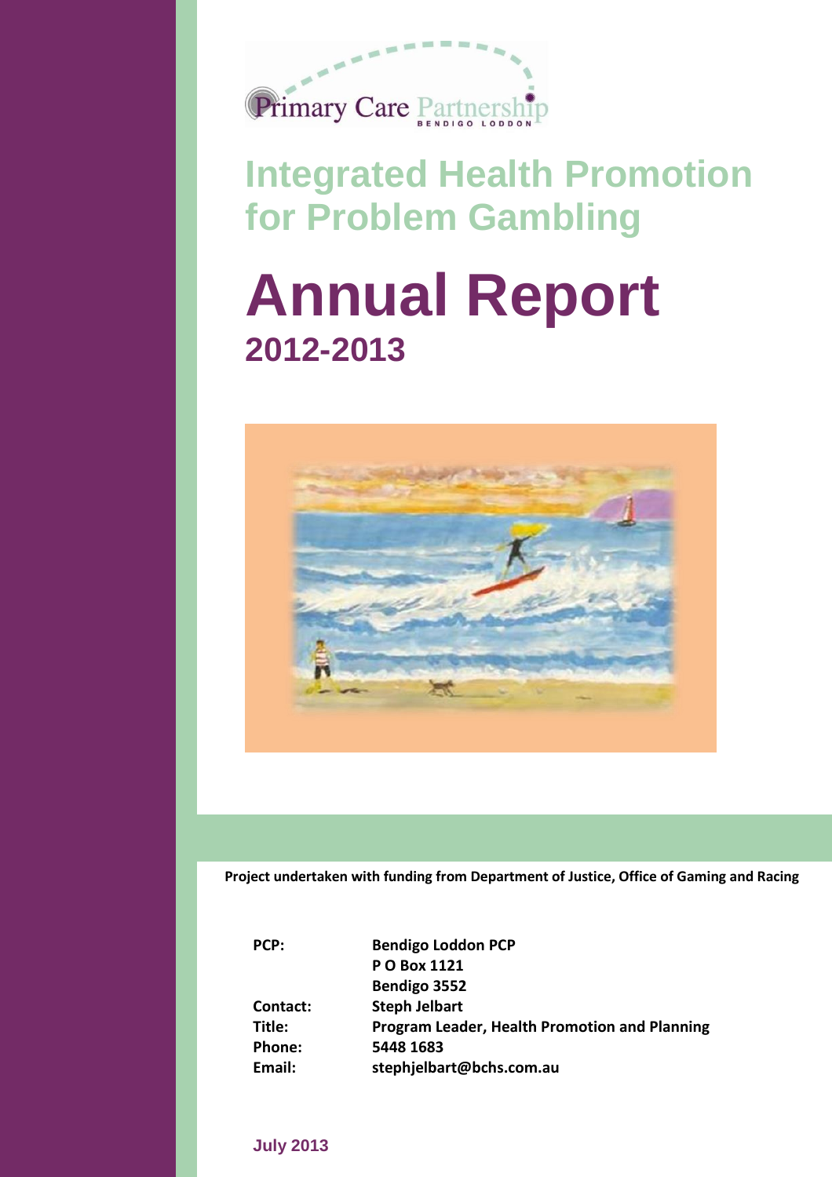Primary Care Partnership
BENDIGO LODDON

# Integrated Health Promotion for Problem Gambling

# Annual Report
## 2012-2013

**Project undertaken with funding from Department of Justice, Office of Gaming and Racing**

| | |
|---|---|
| **PCP:** | **Bendigo Loddon PCP** |
| | **P O Box 1121** |
| | **Bendigo 3552** |
| **Contact:** | **Steph Jelbart** |
| **Title:** | **Program Leader, Health Promotion and Planning** |
| **Phone:** | **5448 1683** |
| **Email:** | **stephjelbart@bchs.com.au** |

**July 2013**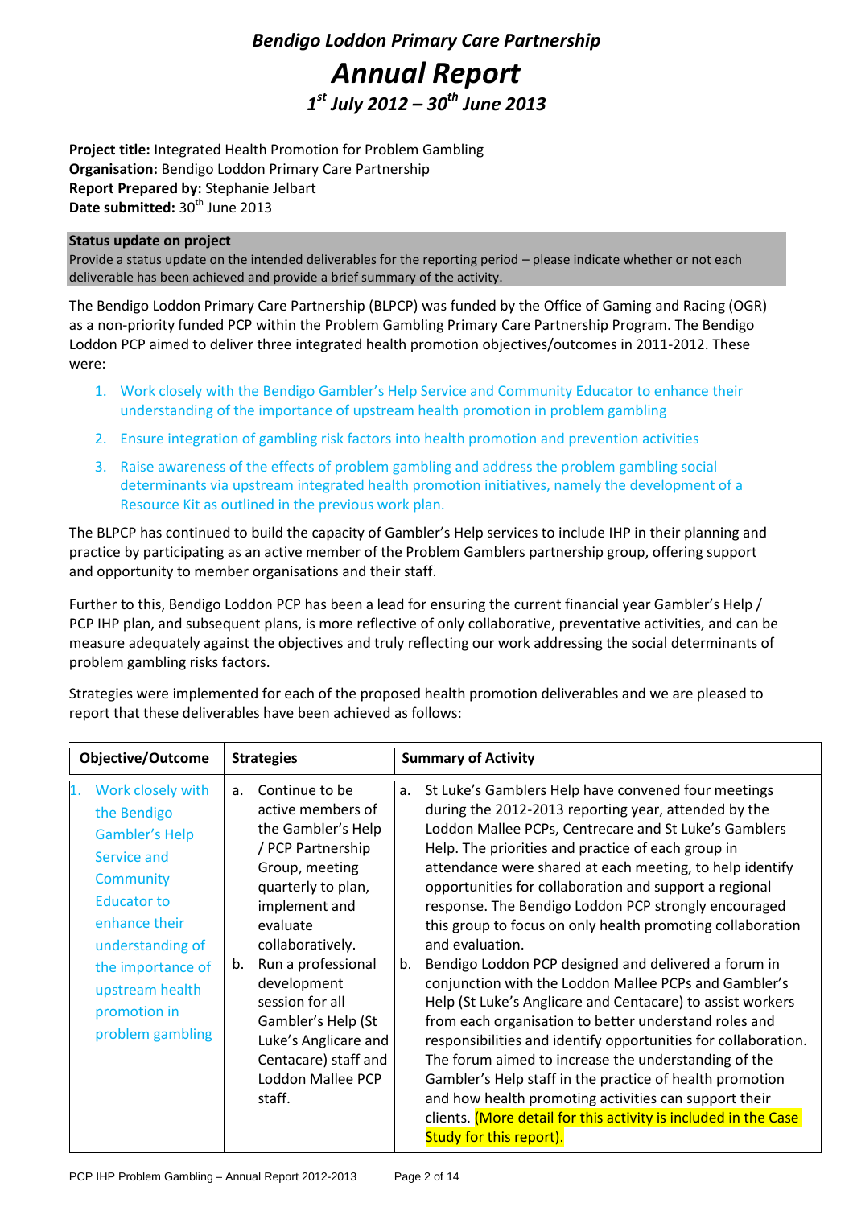# Bendigo Loddon Primary Care Partnership

# Annual Report

## 1st July 2012 – 30th June 2013

**Project title:** Integrated Health Promotion for Problem Gambling
**Organisation:** Bendigo Loddon Primary Care Partnership
**Report Prepared by:** Stephanie Jelbart
**Date submitted:** 30th June 2013

**Status update on project**

Provide a status update on the intended deliverables for the reporting period – please indicate whether or not each deliverable has been achieved and provide a brief summary of the activity.

The Bendigo Loddon Primary Care Partnership (BLPCP) was funded by the Office of Gaming and Racing (OGR) as a non-priority funded PCP within the Problem Gambling Primary Care Partnership Program. The Bendigo Loddon PCP aimed to deliver three integrated health promotion objectives/outcomes in 2011-2012. These were:

1. Work closely with the Bendigo Gambler's Help Service and Community Educator to enhance their understanding of the importance of upstream health promotion in problem gambling
2. Ensure integration of gambling risk factors into health promotion and prevention activities
3. Raise awareness of the effects of problem gambling and address the problem gambling social determinants via upstream integrated health promotion initiatives, namely the development of a Resource Kit as outlined in the previous work plan.

The BLPCP has continued to build the capacity of Gambler's Help services to include IHP in their planning and practice by participating as an active member of the Problem Gamblers partnership group, offering support and opportunity to member organisations and their staff.

Further to this, Bendigo Loddon PCP has been a lead for ensuring the current financial year Gambler's Help / PCP IHP plan, and subsequent plans, is more reflective of only collaborative, preventative activities, and can be measure adequately against the objectives and truly reflecting our work addressing the social determinants of problem gambling risks factors.

Strategies were implemented for each of the proposed health promotion deliverables and we are pleased to report that these deliverables have been achieved as follows:

| Objective/Outcome | Strategies | Summary of Activity |
|---|---|---|
| 1. Work closely with the Bendigo Gambler's Help Service and Community Educator to enhance their understanding of the importance of upstream health promotion in problem gambling | a. Continue to be active members of the Gambler's Help / PCP Partnership Group, meeting quarterly to plan, implement and evaluate collaboratively.<br>b. Run a professional development session for all Gambler's Help (St Luke's Anglicare and Centacare) staff and Loddon Mallee PCP staff. | a. St Luke's Gamblers Help have convened four meetings during the 2012-2013 reporting year, attended by the Loddon Mallee PCPs, Centrecare and St Luke's Gamblers Help. The priorities and practice of each group in attendance were shared at each meeting, to help identify opportunities for collaboration and support a regional response. The Bendigo Loddon PCP strongly encouraged this group to focus on only health promoting collaboration and evaluation.<br>b. Bendigo Loddon PCP designed and delivered a forum in conjunction with the Loddon Mallee PCPs and Gambler's Help (St Luke's Anglicare and Centacare) to assist workers from each organisation to better understand roles and responsibilities and identify opportunities for collaboration. The forum aimed to increase the understanding of the Gambler's Help staff in the practice of health promotion and how health promoting activities can support their clients. (More detail for this activity is included in the Case Study for this report). |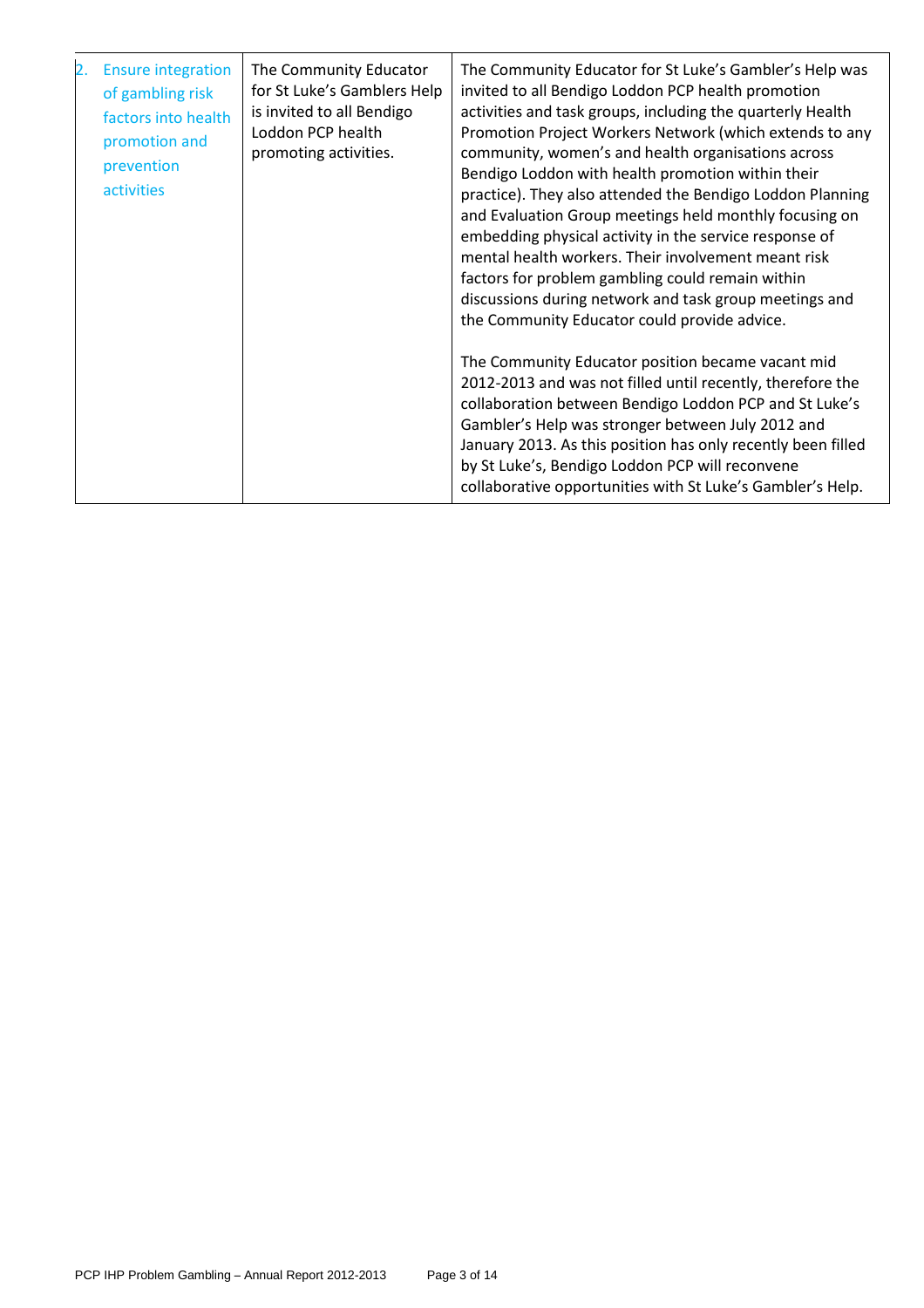| | | |
|---|---|---|
| 2. Ensure integration of gambling risk factors into health promotion and prevention activities | The Community Educator for St Luke's Gamblers Help is invited to all Bendigo Loddon PCP health promoting activities. | The Community Educator for St Luke's Gambler's Help was invited to all Bendigo Loddon PCP health promotion activities and task groups, including the quarterly Health Promotion Project Workers Network (which extends to any community, women's and health organisations across Bendigo Loddon with health promotion within their practice). They also attended the Bendigo Loddon Planning and Evaluation Group meetings held monthly focusing on embedding physical activity in the service response of mental health workers. Their involvement meant risk factors for problem gambling could remain within discussions during network and task group meetings and the Community Educator could provide advice.<br><br>The Community Educator position became vacant mid 2012-2013 and was not filled until recently, therefore the collaboration between Bendigo Loddon PCP and St Luke's Gambler's Help was stronger between July 2012 and January 2013. As this position has only recently been filled by St Luke's, Bendigo Loddon PCP will reconvene collaborative opportunities with St Luke's Gambler's Help. |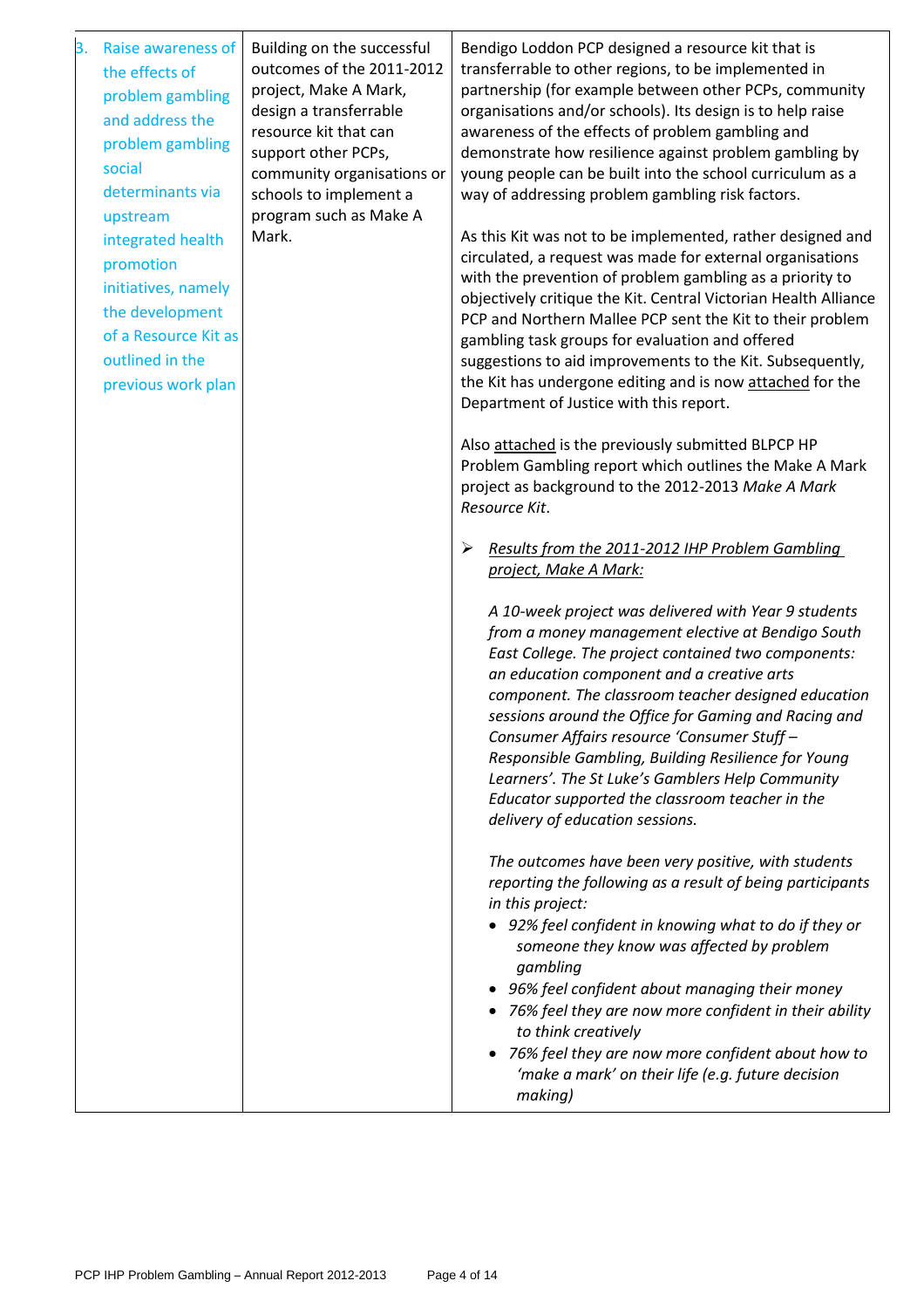| 3. Raise awareness of the effects of problem gambling and address the problem gambling social determinants via upstream integrated health promotion initiatives, namely the development of a Resource Kit as outlined in the previous work plan | Building on the successful outcomes of the 2011-2012 project, Make A Mark, design a transferrable resource kit that can support other PCPs, community organisations or schools to implement a program such as Make A Mark. | Bendigo Loddon PCP designed a resource kit that is transferrable to other regions, to be implemented in partnership (for example between other PCPs, community organisations and/or schools). Its design is to help raise awareness of the effects of problem gambling and demonstrate how resilience against problem gambling by young people can be built into the school curriculum as a way of addressing problem gambling risk factors.<br><br>As this Kit was not to be implemented, rather designed and circulated, a request was made for external organisations with the prevention of problem gambling as a priority to objectively critique the Kit. Central Victorian Health Alliance PCP and Northern Mallee PCP sent the Kit to their problem gambling task groups for evaluation and offered suggestions to aid improvements to the Kit. Subsequently, the Kit has undergone editing and is now attached for the Department of Justice with this report.<br><br>Also attached is the previously submitted BLPCP HP Problem Gambling report which outlines the Make A Mark project as background to the 2012-2013 *Make A Mark Resource Kit*.<br><br>➢ *Results from the 2011-2012 IHP Problem Gambling project, Make A Mark:*<br><br>*A 10-week project was delivered with Year 9 students from a money management elective at Bendigo South East College. The project contained two components: an education component and a creative arts component. The classroom teacher designed education sessions around the Office for Gaming and Racing and Consumer Affairs resource 'Consumer Stuff – Responsible Gambling, Building Resilience for Young Learners'. The St Luke's Gamblers Help Community Educator supported the classroom teacher in the delivery of education sessions.*<br><br>*The outcomes have been very positive, with students reporting the following as a result of being participants in this project:*<br>• *92% feel confident in knowing what to do if they or someone they know was affected by problem gambling*<br>• *96% feel confident about managing their money*<br>• *76% feel they are now more confident in their ability to think creatively*<br>• *76% feel they are now more confident about how to 'make a mark' on their life (e.g. future decision making)* |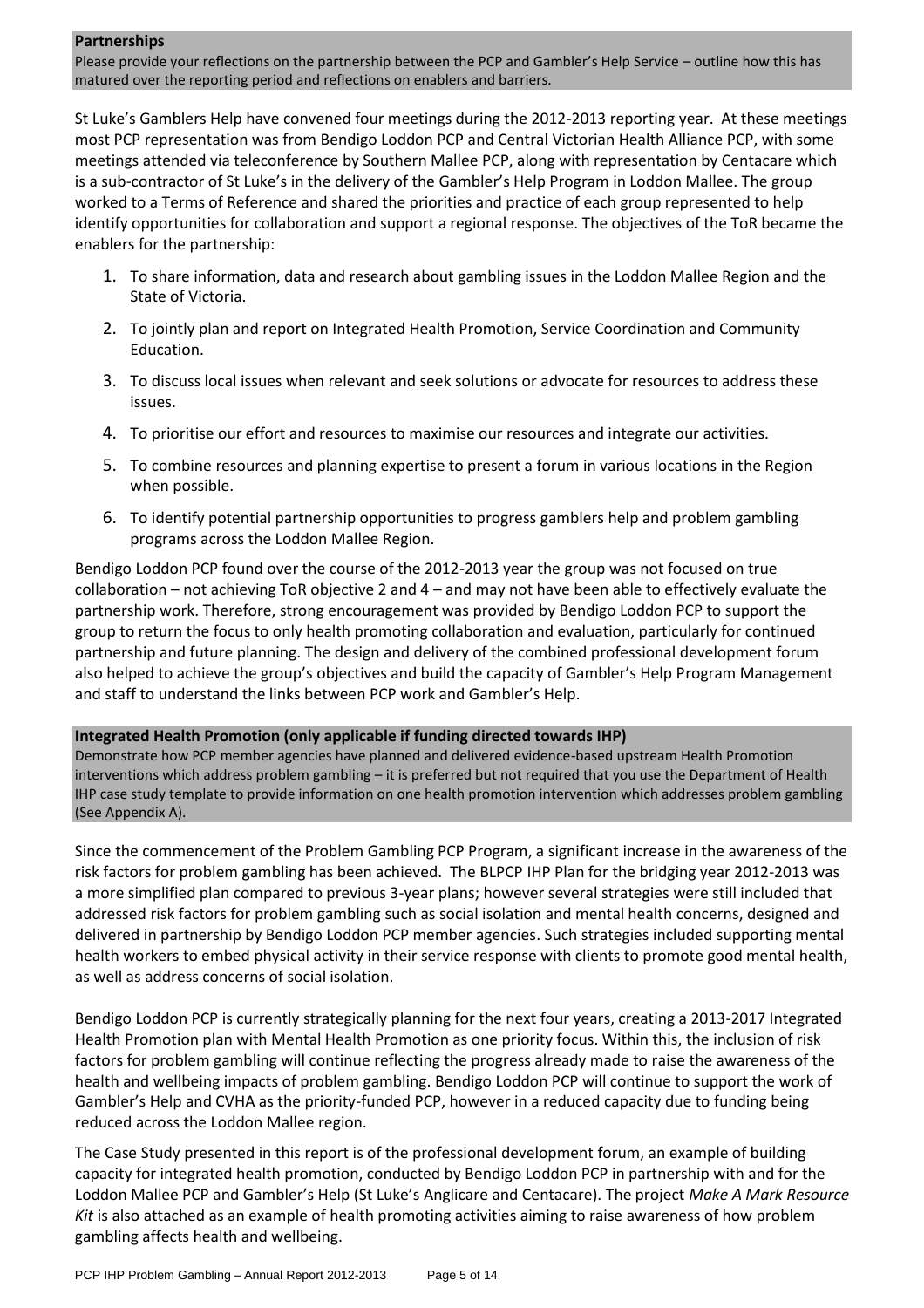**Partnerships**

Please provide your reflections on the partnership between the PCP and Gambler's Help Service – outline how this has matured over the reporting period and reflections on enablers and barriers.

St Luke's Gamblers Help have convened four meetings during the 2012-2013 reporting year. At these meetings most PCP representation was from Bendigo Loddon PCP and Central Victorian Health Alliance PCP, with some meetings attended via teleconference by Southern Mallee PCP, along with representation by Centacare which is a sub-contractor of St Luke's in the delivery of the Gambler's Help Program in Loddon Mallee. The group worked to a Terms of Reference and shared the priorities and practice of each group represented to help identify opportunities for collaboration and support a regional response. The objectives of the ToR became the enablers for the partnership:

1. To share information, data and research about gambling issues in the Loddon Mallee Region and the State of Victoria.
2. To jointly plan and report on Integrated Health Promotion, Service Coordination and Community Education.
3. To discuss local issues when relevant and seek solutions or advocate for resources to address these issues.
4. To prioritise our effort and resources to maximise our resources and integrate our activities.
5. To combine resources and planning expertise to present a forum in various locations in the Region when possible.
6. To identify potential partnership opportunities to progress gamblers help and problem gambling programs across the Loddon Mallee Region.

Bendigo Loddon PCP found over the course of the 2012-2013 year the group was not focused on true collaboration – not achieving ToR objective 2 and 4 – and may not have been able to effectively evaluate the partnership work. Therefore, strong encouragement was provided by Bendigo Loddon PCP to support the group to return the focus to only health promoting collaboration and evaluation, particularly for continued partnership and future planning. The design and delivery of the combined professional development forum also helped to achieve the group's objectives and build the capacity of Gambler's Help Program Management and staff to understand the links between PCP work and Gambler's Help.

**Integrated Health Promotion (only applicable if funding directed towards IHP)**

Demonstrate how PCP member agencies have planned and delivered evidence-based upstream Health Promotion interventions which address problem gambling – it is preferred but not required that you use the Department of Health IHP case study template to provide information on one health promotion intervention which addresses problem gambling (See Appendix A).

Since the commencement of the Problem Gambling PCP Program, a significant increase in the awareness of the risk factors for problem gambling has been achieved. The BLPCP IHP Plan for the bridging year 2012-2013 was a more simplified plan compared to previous 3-year plans; however several strategies were still included that addressed risk factors for problem gambling such as social isolation and mental health concerns, designed and delivered in partnership by Bendigo Loddon PCP member agencies. Such strategies included supporting mental health workers to embed physical activity in their service response with clients to promote good mental health, as well as address concerns of social isolation.

Bendigo Loddon PCP is currently strategically planning for the next four years, creating a 2013-2017 Integrated Health Promotion plan with Mental Health Promotion as one priority focus. Within this, the inclusion of risk factors for problem gambling will continue reflecting the progress already made to raise the awareness of the health and wellbeing impacts of problem gambling. Bendigo Loddon PCP will continue to support the work of Gambler's Help and CVHA as the priority-funded PCP, however in a reduced capacity due to funding being reduced across the Loddon Mallee region.

The Case Study presented in this report is of the professional development forum, an example of building capacity for integrated health promotion, conducted by Bendigo Loddon PCP in partnership with and for the Loddon Mallee PCP and Gambler's Help (St Luke's Anglicare and Centacare). The project *Make A Mark Resource Kit* is also attached as an example of health promoting activities aiming to raise awareness of how problem gambling affects health and wellbeing.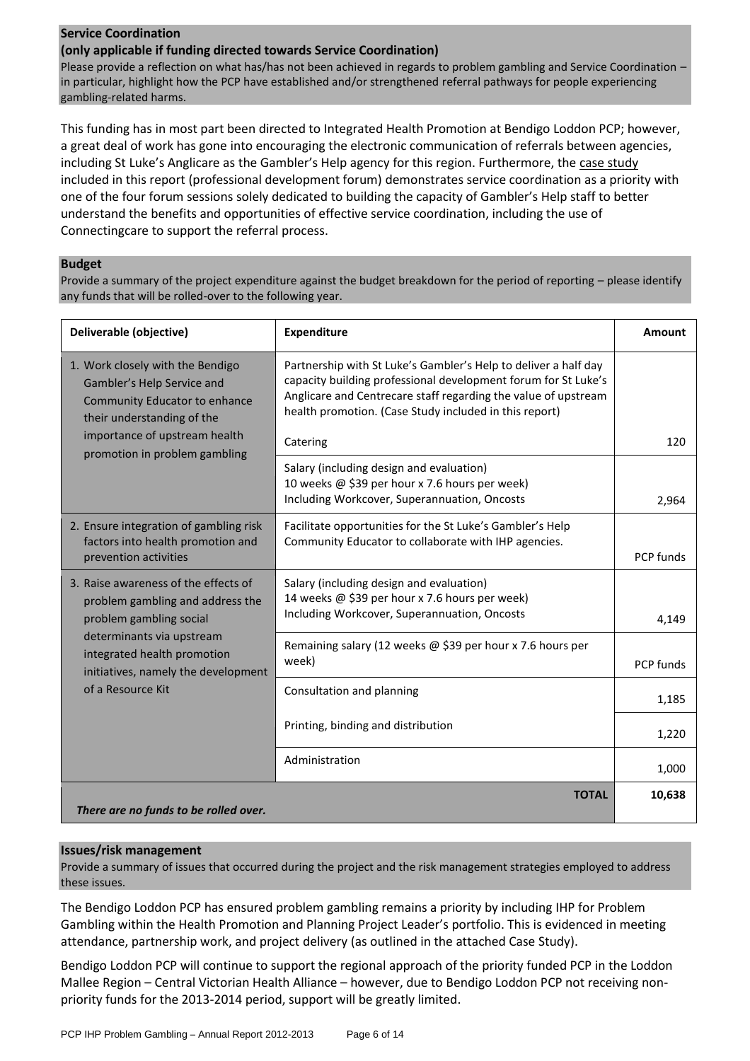### Service Coordination

**(only applicable if funding directed towards Service Coordination)**

Please provide a reflection on what has/has not been achieved in regards to problem gambling and Service Coordination – in particular, highlight how the PCP have established and/or strengthened referral pathways for people experiencing gambling-related harms.

This funding has in most part been directed to Integrated Health Promotion at Bendigo Loddon PCP; however, a great deal of work has gone into encouraging the electronic communication of referrals between agencies, including St Luke's Anglicare as the Gambler's Help agency for this region. Furthermore, the case study included in this report (professional development forum) demonstrates service coordination as a priority with one of the four forum sessions solely dedicated to building the capacity of Gambler's Help staff to better understand the benefits and opportunities of effective service coordination, including the use of Connectingcare to support the referral process.

### Budget

Provide a summary of the project expenditure against the budget breakdown for the period of reporting – please identify any funds that will be rolled-over to the following year.

| Deliverable (objective) | Expenditure | Amount |
|---|---|---|
| 1. Work closely with the Bendigo Gambler's Help Service and Community Educator to enhance their understanding of the importance of upstream health promotion in problem gambling | Partnership with St Luke's Gambler's Help to deliver a half day capacity building professional development forum for St Luke's Anglicare and Centrecare staff regarding the value of upstream health promotion. (Case Study included in this report)<br><br>Catering | 120 |
| | Salary (including design and evaluation)<br>10 weeks @ $39 per hour x 7.6 hours per week)<br>Including Workcover, Superannuation, Oncosts | 2,964 |
| 2. Ensure integration of gambling risk factors into health promotion and prevention activities | Facilitate opportunities for the St Luke's Gambler's Help Community Educator to collaborate with IHP agencies. | PCP funds |
| 3. Raise awareness of the effects of problem gambling and address the problem gambling social determinants via upstream integrated health promotion initiatives, namely the development of a Resource Kit | Salary (including design and evaluation)<br>14 weeks @ $39 per hour x 7.6 hours per week)<br>Including Workcover, Superannuation, Oncosts | 4,149 |
| | Remaining salary (12 weeks @ $39 per hour x 7.6 hours per week) | PCP funds |
| | Consultation and planning | 1,185 |
| | Printing, binding and distribution | 1,220 |
| | Administration | 1,000 |
| *There are no funds to be rolled over.* | **TOTAL** | **10,638** |

### Issues/risk management

Provide a summary of issues that occurred during the project and the risk management strategies employed to address these issues.

The Bendigo Loddon PCP has ensured problem gambling remains a priority by including IHP for Problem Gambling within the Health Promotion and Planning Project Leader's portfolio. This is evidenced in meeting attendance, partnership work, and project delivery (as outlined in the attached Case Study).

Bendigo Loddon PCP will continue to support the regional approach of the priority funded PCP in the Loddon Mallee Region – Central Victorian Health Alliance – however, due to Bendigo Loddon PCP not receiving non-priority funds for the 2013-2014 period, support will be greatly limited.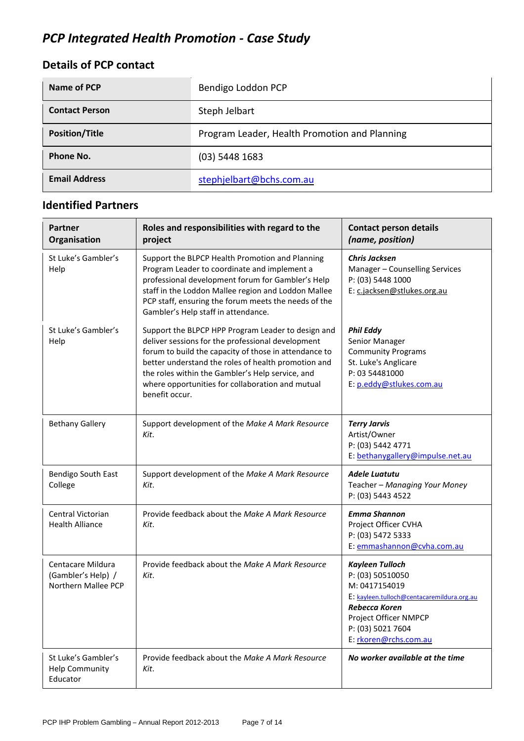# *PCP Integrated Health Promotion - Case Study*

## Details of PCP contact

| | |
|---|---|
| **Name of PCP** | Bendigo Loddon PCP |
| **Contact Person** | Steph Jelbart |
| **Position/Title** | Program Leader, Health Promotion and Planning |
| **Phone No.** | (03) 5448 1683 |
| **Email Address** | stephjelbart@bchs.com.au |

## Identified Partners

| Partner Organisation | Roles and responsibilities with regard to the project | Contact person details *(name, position)* |
|---|---|---|
| St Luke's Gambler's Help | Support the BLPCP Health Promotion and Planning Program Leader to coordinate and implement a professional development forum for Gambler's Help staff in the Loddon Mallee region and Loddon Mallee PCP staff, ensuring the forum meets the needs of the Gambler's Help staff in attendance. | ***Chris Jacksen***<br>Manager – Counselling Services<br>P: (03) 5448 1000<br>E: c.jacksen@stlukes.org.au |
| St Luke's Gambler's Help | Support the BLPCP HPP Program Leader to design and deliver sessions for the professional development forum to build the capacity of those in attendance to better understand the roles of health promotion and the roles within the Gambler's Help service, and where opportunities for collaboration and mutual benefit occur. | ***Phil Eddy***<br>Senior Manager<br>Community Programs<br>St. Luke's Anglicare<br>P: 03 54481000<br>E: p.eddy@stlukes.com.au |
| Bethany Gallery | Support development of the *Make A Mark Resource Kit.* | ***Terry Jarvis***<br>Artist/Owner<br>P: (03) 5442 4771<br>E: bethanygallery@impulse.net.au |
| Bendigo South East College | Support development of the *Make A Mark Resource Kit.* | ***Adele Luatutu***<br>Teacher – *Managing Your Money*<br>P: (03) 5443 4522 |
| Central Victorian Health Alliance | Provide feedback about the *Make A Mark Resource Kit.* | ***Emma Shannon***<br>Project Officer CVHA<br>P: (03) 5472 5333<br>E: emmashannon@cvha.com.au |
| Centacare Mildura (Gambler's Help) / Northern Mallee PCP | Provide feedback about the *Make A Mark Resource Kit.* | ***Kayleen Tulloch***<br>P: (03) 50510050<br>M: 0417154019<br>E: kayleen.tulloch@centacaremildura.org.au<br>***Rebecca Koren***<br>Project Officer NMPCP<br>P: (03) 5021 7604<br>E: rkoren@rchs.com.au |
| St Luke's Gambler's Help Community Educator | Provide feedback about the *Make A Mark Resource Kit.* | ***No worker available at the time*** |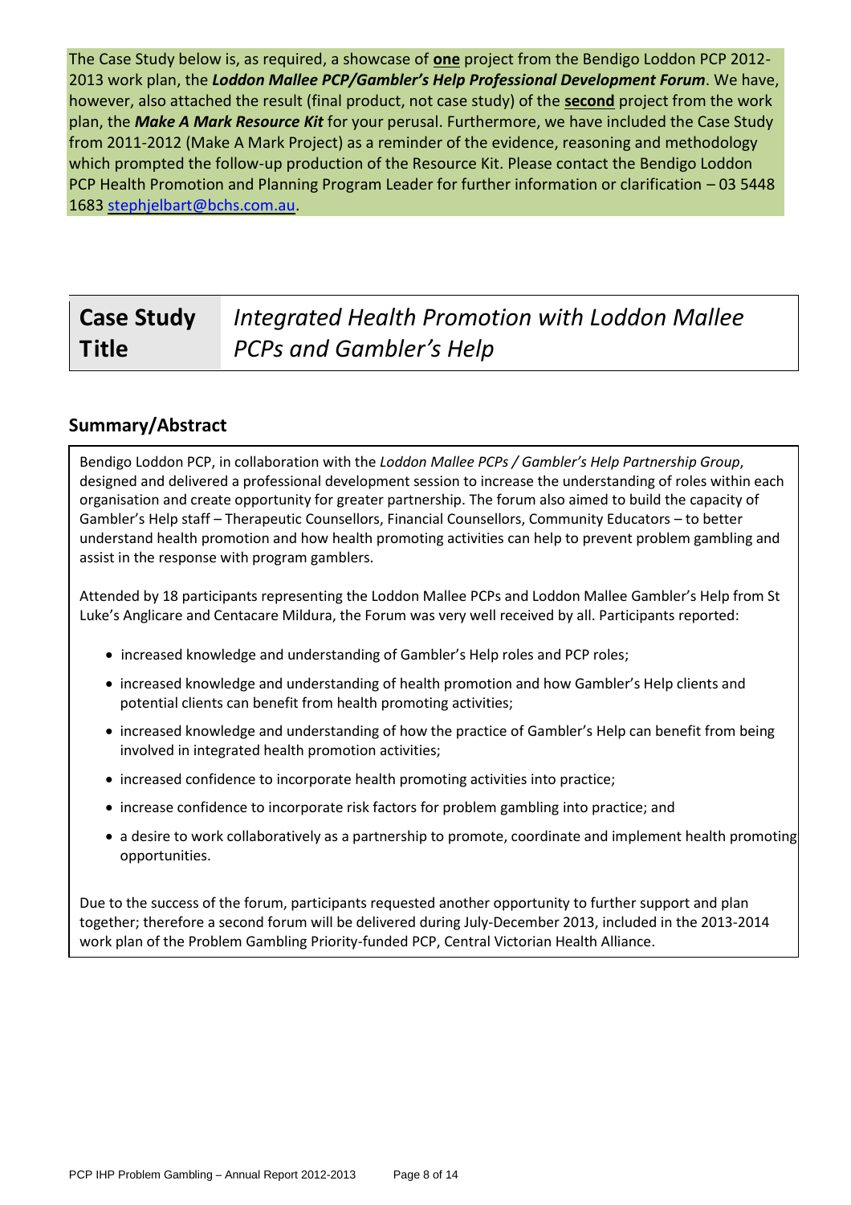The Case Study below is, as required, a showcase of **one** project from the Bendigo Loddon PCP 2012-2013 work plan, the ***Loddon Mallee PCP/Gambler's Help Professional Development Forum***. We have, however, also attached the result (final product, not case study) of the **second** project from the work plan, the ***Make A Mark Resource Kit*** for your perusal. Furthermore, we have included the Case Study from 2011-2012 (Make A Mark Project) as a reminder of the evidence, reasoning and methodology which prompted the follow-up production of the Resource Kit. Please contact the Bendigo Loddon PCP Health Promotion and Planning Program Leader for further information or clarification – 03 5448 1683 stephjelbart@bchs.com.au.

| **Case Study Title** | *Integrated Health Promotion with Loddon Mallee PCPs and Gambler's Help* |
|---|---|

## Summary/Abstract

Bendigo Loddon PCP, in collaboration with the *Loddon Mallee PCPs / Gambler's Help Partnership Group*, designed and delivered a professional development session to increase the understanding of roles within each organisation and create opportunity for greater partnership. The forum also aimed to build the capacity of Gambler's Help staff – Therapeutic Counsellors, Financial Counsellors, Community Educators – to better understand health promotion and how health promoting activities can help to prevent problem gambling and assist in the response with program gamblers.

Attended by 18 participants representing the Loddon Mallee PCPs and Loddon Mallee Gambler's Help from St Luke's Anglicare and Centacare Mildura, the Forum was very well received by all. Participants reported:

- increased knowledge and understanding of Gambler's Help roles and PCP roles;
- increased knowledge and understanding of health promotion and how Gambler's Help clients and potential clients can benefit from health promoting activities;
- increased knowledge and understanding of how the practice of Gambler's Help can benefit from being involved in integrated health promotion activities;
- increased confidence to incorporate health promoting activities into practice;
- increase confidence to incorporate risk factors for problem gambling into practice; and
- a desire to work collaboratively as a partnership to promote, coordinate and implement health promoting opportunities.

Due to the success of the forum, participants requested another opportunity to further support and plan together; therefore a second forum will be delivered during July-December 2013, included in the 2013-2014 work plan of the Problem Gambling Priority-funded PCP, Central Victorian Health Alliance.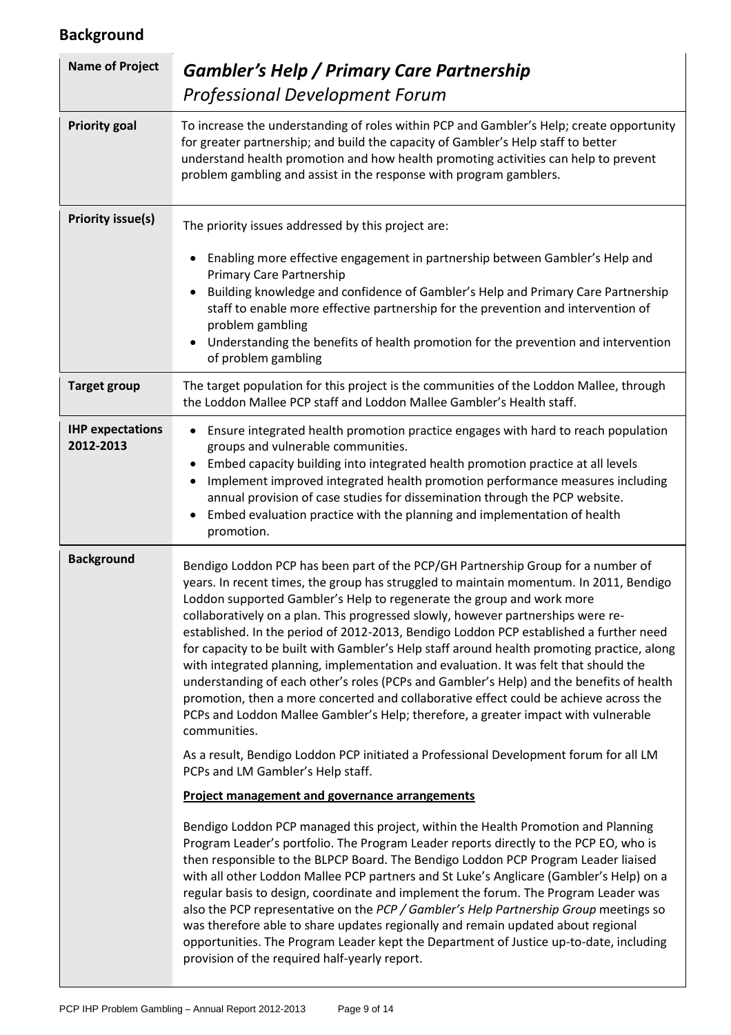## Background

| **Name of Project** | ***Gambler's Help / Primary Care Partnership*** *Professional Development Forum* |
|---|---|
| **Priority goal** | To increase the understanding of roles within PCP and Gambler's Help; create opportunity for greater partnership; and build the capacity of Gambler's Help staff to better understand health promotion and how health promoting activities can help to prevent problem gambling and assist in the response with program gamblers. |
| **Priority issue(s)** | The priority issues addressed by this project are: <br>• Enabling more effective engagement in partnership between Gambler's Help and Primary Care Partnership <br>• Building knowledge and confidence of Gambler's Help and Primary Care Partnership staff to enable more effective partnership for the prevention and intervention of problem gambling <br>• Understanding the benefits of health promotion for the prevention and intervention of problem gambling |
| **Target group** | The target population for this project is the communities of the Loddon Mallee, through the Loddon Mallee PCP staff and Loddon Mallee Gambler's Health staff. |
| **IHP expectations 2012-2013** | • Ensure integrated health promotion practice engages with hard to reach population groups and vulnerable communities. <br>• Embed capacity building into integrated health promotion practice at all levels <br>• Implement improved integrated health promotion performance measures including annual provision of case studies for dissemination through the PCP website. <br>• Embed evaluation practice with the planning and implementation of health promotion. |
| **Background** | Bendigo Loddon PCP has been part of the PCP/GH Partnership Group for a number of years. In recent times, the group has struggled to maintain momentum. In 2011, Bendigo Loddon supported Gambler's Help to regenerate the group and work more collaboratively on a plan. This progressed slowly, however partnerships were re-established. In the period of 2012-2013, Bendigo Loddon PCP established a further need for capacity to be built with Gambler's Help staff around health promoting practice, along with integrated planning, implementation and evaluation. It was felt that should the understanding of each other's roles (PCPs and Gambler's Help) and the benefits of health promotion, then a more concerted and collaborative effect could be achieve across the PCPs and Loddon Mallee Gambler's Help; therefore, a greater impact with vulnerable communities. <br><br>As a result, Bendigo Loddon PCP initiated a Professional Development forum for all LM PCPs and LM Gambler's Help staff. <br><br>**Project management and governance arrangements** <br><br>Bendigo Loddon PCP managed this project, within the Health Promotion and Planning Program Leader's portfolio. The Program Leader reports directly to the PCP EO, who is then responsible to the BLPCP Board. The Bendigo Loddon PCP Program Leader liaised with all other Loddon Mallee PCP partners and St Luke's Anglicare (Gambler's Help) on a regular basis to design, coordinate and implement the forum. The Program Leader was also the PCP representative on the *PCP / Gambler's Help Partnership Group* meetings so was therefore able to share updates regionally and remain updated about regional opportunities. The Program Leader kept the Department of Justice up-to-date, including provision of the required half-yearly report. |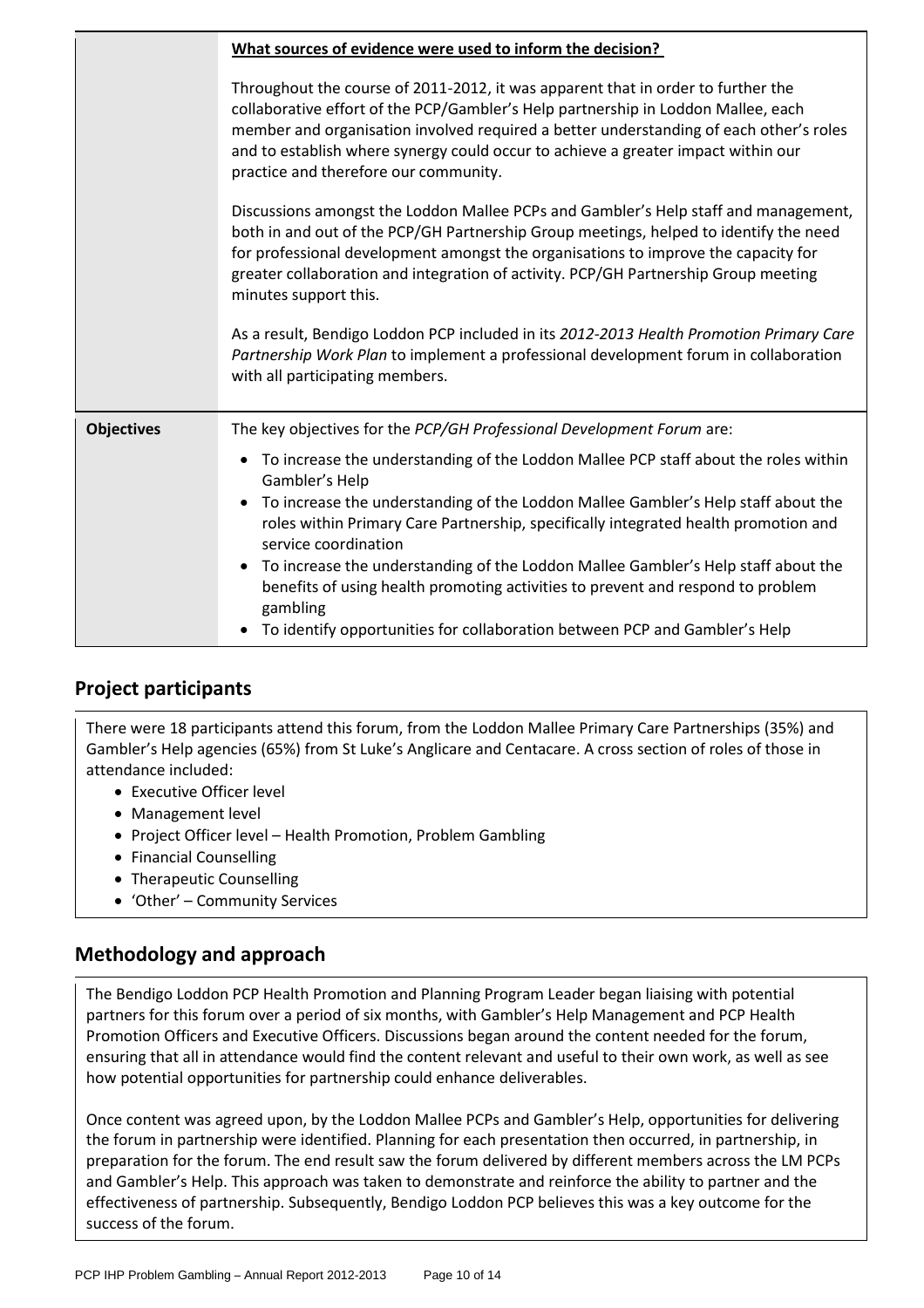| | |
|---|---|
| | **What sources of evidence were used to inform the decision?** <br><br> Throughout the course of 2011-2012, it was apparent that in order to further the collaborative effort of the PCP/Gambler's Help partnership in Loddon Mallee, each member and organisation involved required a better understanding of each other's roles and to establish where synergy could occur to achieve a greater impact within our practice and therefore our community. <br><br> Discussions amongst the Loddon Mallee PCPs and Gambler's Help staff and management, both in and out of the PCP/GH Partnership Group meetings, helped to identify the need for professional development amongst the organisations to improve the capacity for greater collaboration and integration of activity. PCP/GH Partnership Group meeting minutes support this. <br><br> As a result, Bendigo Loddon PCP included in its *2012-2013 Health Promotion Primary Care Partnership Work Plan* to implement a professional development forum in collaboration with all participating members. |
| **Objectives** | The key objectives for the *PCP/GH Professional Development Forum* are: <br><br> • To increase the understanding of the Loddon Mallee PCP staff about the roles within Gambler's Help <br> • To increase the understanding of the Loddon Mallee Gambler's Help staff about the roles within Primary Care Partnership, specifically integrated health promotion and service coordination <br> • To increase the understanding of the Loddon Mallee Gambler's Help staff about the benefits of using health promoting activities to prevent and respond to problem gambling <br> • To identify opportunities for collaboration between PCP and Gambler's Help |

## Project participants

There were 18 participants attend this forum, from the Loddon Mallee Primary Care Partnerships (35%) and Gambler's Help agencies (65%) from St Luke's Anglicare and Centacare. A cross section of roles of those in attendance included:

- Executive Officer level
- Management level
- Project Officer level – Health Promotion, Problem Gambling
- Financial Counselling
- Therapeutic Counselling
- 'Other' – Community Services

## Methodology and approach

The Bendigo Loddon PCP Health Promotion and Planning Program Leader began liaising with potential partners for this forum over a period of six months, with Gambler's Help Management and PCP Health Promotion Officers and Executive Officers. Discussions began around the content needed for the forum, ensuring that all in attendance would find the content relevant and useful to their own work, as well as see how potential opportunities for partnership could enhance deliverables.

Once content was agreed upon, by the Loddon Mallee PCPs and Gambler's Help, opportunities for delivering the forum in partnership were identified. Planning for each presentation then occurred, in partnership, in preparation for the forum. The end result saw the forum delivered by different members across the LM PCPs and Gambler's Help. This approach was taken to demonstrate and reinforce the ability to partner and the effectiveness of partnership. Subsequently, Bendigo Loddon PCP believes this was a key outcome for the success of the forum.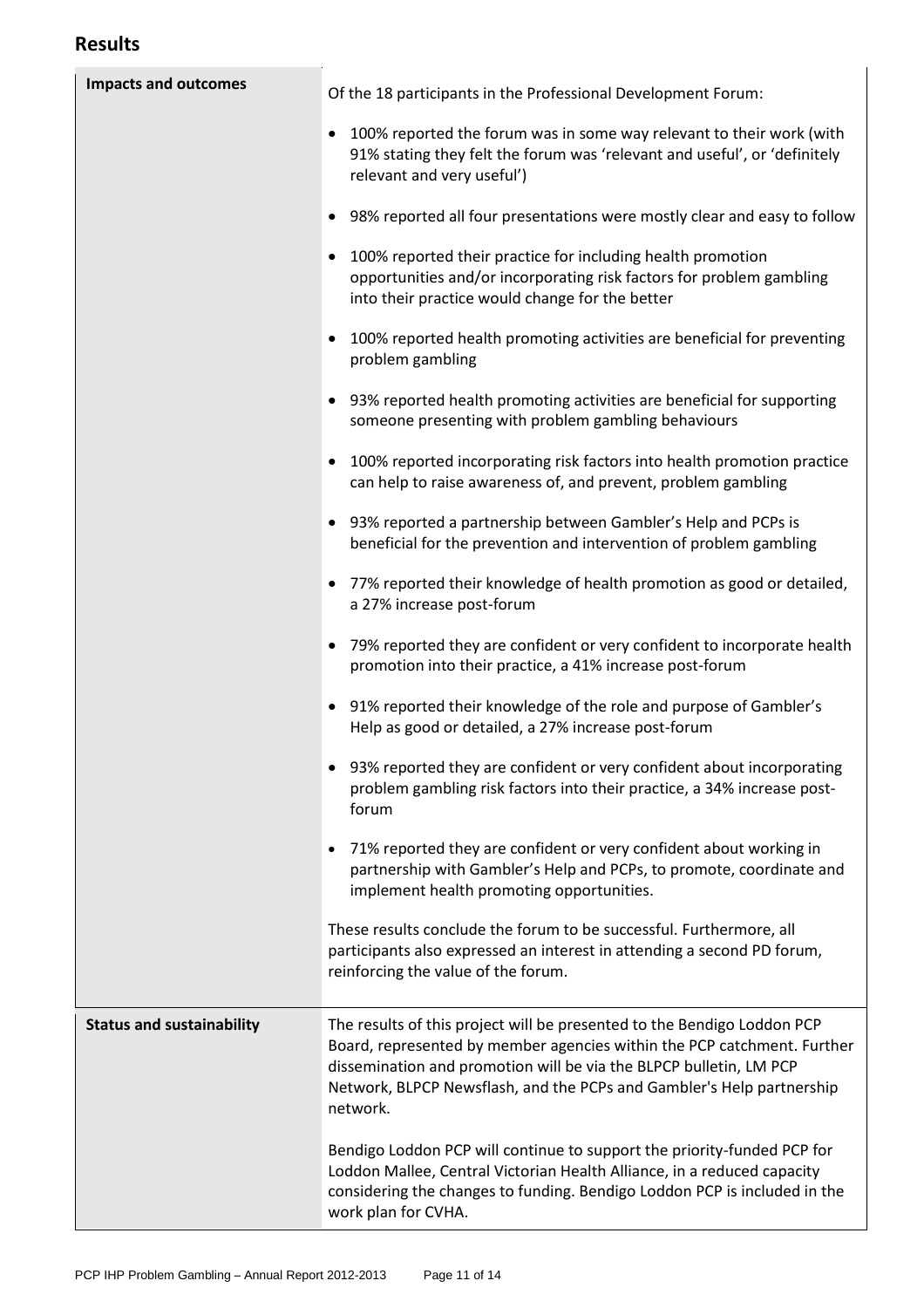## Results

| | |
|---|---|
| **Impacts and outcomes** | Of the 18 participants in the Professional Development Forum:<br>• 100% reported the forum was in some way relevant to their work (with 91% stating they felt the forum was 'relevant and useful', or 'definitely relevant and very useful')<br>• 98% reported all four presentations were mostly clear and easy to follow<br>• 100% reported their practice for including health promotion opportunities and/or incorporating risk factors for problem gambling into their practice would change for the better<br>• 100% reported health promoting activities are beneficial for preventing problem gambling<br>• 93% reported health promoting activities are beneficial for supporting someone presenting with problem gambling behaviours<br>• 100% reported incorporating risk factors into health promotion practice can help to raise awareness of, and prevent, problem gambling<br>• 93% reported a partnership between Gambler's Help and PCPs is beneficial for the prevention and intervention of problem gambling<br>• 77% reported their knowledge of health promotion as good or detailed, a 27% increase post-forum<br>• 79% reported they are confident or very confident to incorporate health promotion into their practice, a 41% increase post-forum<br>• 91% reported their knowledge of the role and purpose of Gambler's Help as good or detailed, a 27% increase post-forum<br>• 93% reported they are confident or very confident about incorporating problem gambling risk factors into their practice, a 34% increase post-forum<br>• 71% reported they are confident or very confident about working in partnership with Gambler's Help and PCPs, to promote, coordinate and implement health promoting opportunities.<br><br>These results conclude the forum to be successful. Furthermore, all participants also expressed an interest in attending a second PD forum, reinforcing the value of the forum. |
| **Status and sustainability** | The results of this project will be presented to the Bendigo Loddon PCP Board, represented by member agencies within the PCP catchment. Further dissemination and promotion will be via the BLPCP bulletin, LM PCP Network, BLPCP Newsflash, and the PCPs and Gambler's Help partnership network.<br><br>Bendigo Loddon PCP will continue to support the priority-funded PCP for Loddon Mallee, Central Victorian Health Alliance, in a reduced capacity considering the changes to funding. Bendigo Loddon PCP is included in the work plan for CVHA. |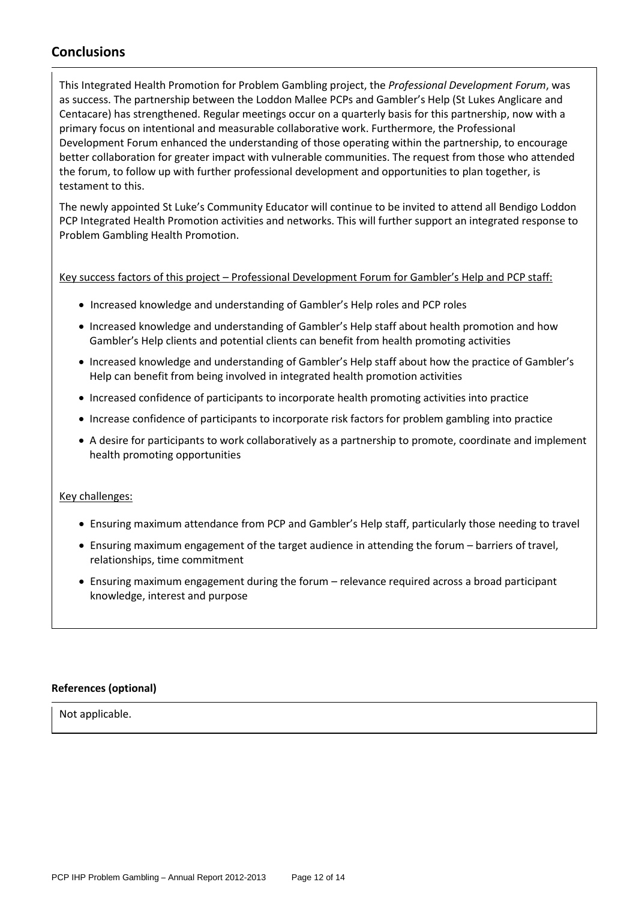## Conclusions

This Integrated Health Promotion for Problem Gambling project, the *Professional Development Forum*, was as success. The partnership between the Loddon Mallee PCPs and Gambler's Help (St Lukes Anglicare and Centacare) has strengthened. Regular meetings occur on a quarterly basis for this partnership, now with a primary focus on intentional and measurable collaborative work. Furthermore, the Professional Development Forum enhanced the understanding of those operating within the partnership, to encourage better collaboration for greater impact with vulnerable communities. The request from those who attended the forum, to follow up with further professional development and opportunities to plan together, is testament to this.

The newly appointed St Luke's Community Educator will continue to be invited to attend all Bendigo Loddon PCP Integrated Health Promotion activities and networks. This will further support an integrated response to Problem Gambling Health Promotion.

<u>Key success factors of this project – Professional Development Forum for Gambler's Help and PCP staff:</u>

- Increased knowledge and understanding of Gambler's Help roles and PCP roles
- Increased knowledge and understanding of Gambler's Help staff about health promotion and how Gambler's Help clients and potential clients can benefit from health promoting activities
- Increased knowledge and understanding of Gambler's Help staff about how the practice of Gambler's Help can benefit from being involved in integrated health promotion activities
- Increased confidence of participants to incorporate health promoting activities into practice
- Increase confidence of participants to incorporate risk factors for problem gambling into practice
- A desire for participants to work collaboratively as a partnership to promote, coordinate and implement health promoting opportunities

<u>Key challenges:</u>

- Ensuring maximum attendance from PCP and Gambler's Help staff, particularly those needing to travel
- Ensuring maximum engagement of the target audience in attending the forum – barriers of travel, relationships, time commitment
- Ensuring maximum engagement during the forum – relevance required across a broad participant knowledge, interest and purpose

**References (optional)**

Not applicable.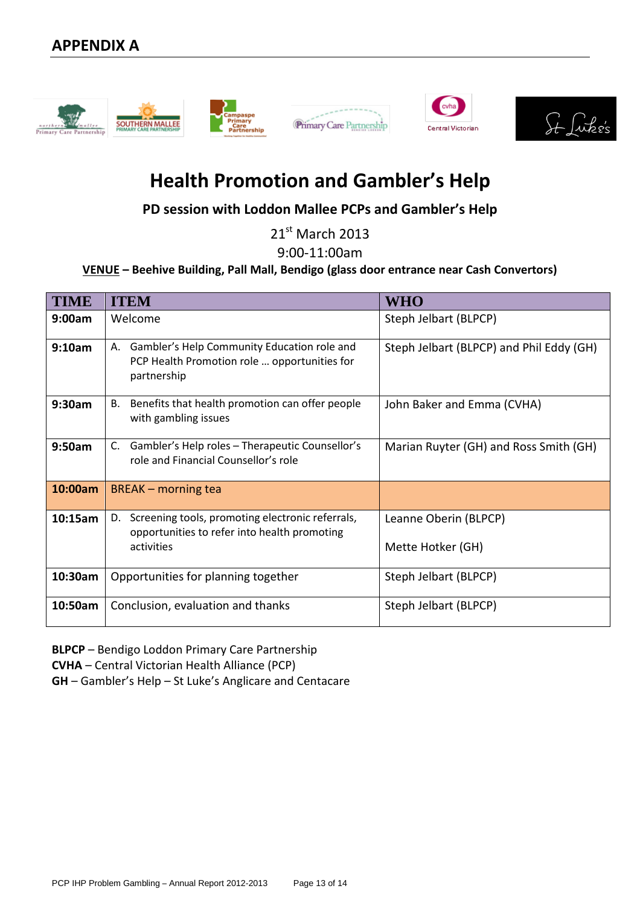## APPENDIX A

# Health Promotion and Gambler's Help

### PD session with Loddon Mallee PCPs and Gambler's Help

21st March 2013

9:00-11:00am

**VENUE – Beehive Building, Pall Mall, Bendigo (glass door entrance near Cash Convertors)**

| TIME | ITEM | WHO |
|---|---|---|
| **9:00am** | Welcome | Steph Jelbart (BLPCP) |
| **9:10am** | A. Gambler's Help Community Education role and PCP Health Promotion role … opportunities for partnership | Steph Jelbart (BLPCP) and Phil Eddy (GH) |
| **9:30am** | B. Benefits that health promotion can offer people with gambling issues | John Baker and Emma (CVHA) |
| **9:50am** | C. Gambler's Help roles – Therapeutic Counsellor's role and Financial Counsellor's role | Marian Ruyter (GH) and Ross Smith (GH) |
| **10:00am** | BREAK – morning tea | |
| **10:15am** | D. Screening tools, promoting electronic referrals, opportunities to refer into health promoting activities | Leanne Oberin (BLPCP)<br><br>Mette Hotker (GH) |
| **10:30am** | Opportunities for planning together | Steph Jelbart (BLPCP) |
| **10:50am** | Conclusion, evaluation and thanks | Steph Jelbart (BLPCP) |

**BLPCP** – Bendigo Loddon Primary Care Partnership
**CVHA** – Central Victorian Health Alliance (PCP)
**GH** – Gambler's Help – St Luke's Anglicare and Centacare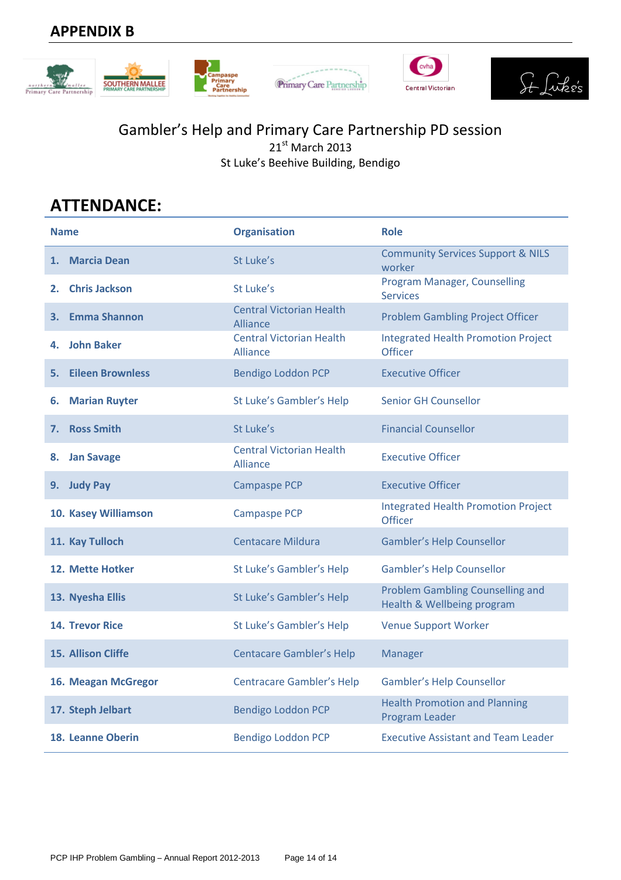## APPENDIX B

Gambler's Help and Primary Care Partnership PD session

21st March 2013

St Luke's Beehive Building, Bendigo

# ATTENDANCE:

| Name | Organisation | Role |
|---|---|---|
| 1. Marcia Dean | St Luke's | Community Services Support & NILS worker |
| 2. Chris Jackson | St Luke's | Program Manager, Counselling Services |
| 3. Emma Shannon | Central Victorian Health Alliance | Problem Gambling Project Officer |
| 4. John Baker | Central Victorian Health Alliance | Integrated Health Promotion Project Officer |
| 5. Eileen Brownless | Bendigo Loddon PCP | Executive Officer |
| 6. Marian Ruyter | St Luke's Gambler's Help | Senior GH Counsellor |
| 7. Ross Smith | St Luke's | Financial Counsellor |
| 8. Jan Savage | Central Victorian Health Alliance | Executive Officer |
| 9. Judy Pay | Campaspe PCP | Executive Officer |
| 10. Kasey Williamson | Campaspe PCP | Integrated Health Promotion Project Officer |
| 11. Kay Tulloch | Centacare Mildura | Gambler's Help Counsellor |
| 12. Mette Hotker | St Luke's Gambler's Help | Gambler's Help Counsellor |
| 13. Nyesha Ellis | St Luke's Gambler's Help | Problem Gambling Counselling and Health & Wellbeing program |
| 14. Trevor Rice | St Luke's Gambler's Help | Venue Support Worker |
| 15. Allison Cliffe | Centacare Gambler's Help | Manager |
| 16. Meagan McGregor | Centracare Gambler's Help | Gambler's Help Counsellor |
| 17. Steph Jelbart | Bendigo Loddon PCP | Health Promotion and Planning Program Leader |
| 18. Leanne Oberin | Bendigo Loddon PCP | Executive Assistant and Team Leader |